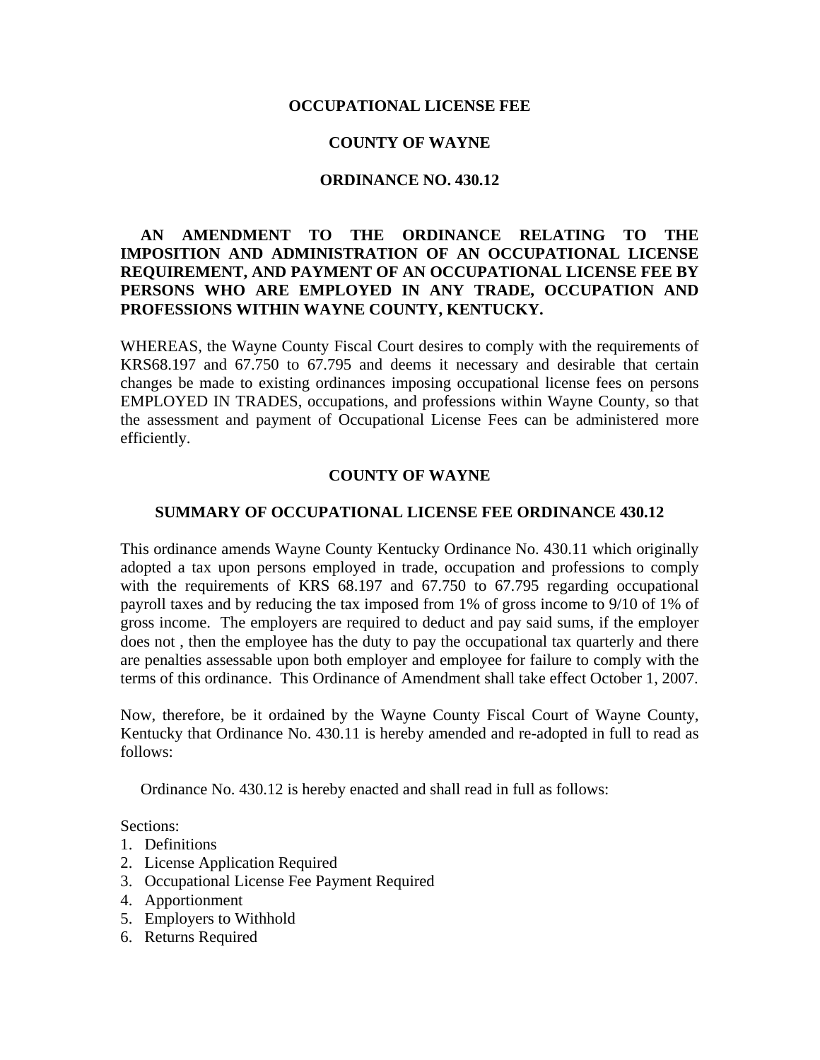# OCCUPATIONAL LICENSE FEE

## COUNTY OF WAYNE

## ORDINANCE NO. 430.12

**AN AMENDMENT TO THE ORDINANCE RELATING TO THE IMPOSITION AND ADMINISTRATION OF AN OCCUPATIONAL LICENSE REQUIREMENT, AND PAYMENT OF AN OCCUPATIONAL LICENSE FEE BY PERSONS WHO ARE EMPLOYED IN ANY TRADE, OCCUPATION AND PROFESSIONS WITHIN WAYNE COUNTY, KENTUCKY.**

WHEREAS, the Wayne County Fiscal Court desires to comply with the requirements of KRS68.197 and 67.750 to 67.795 and deems it necessary and desirable that certain changes be made to existing ordinances imposing occupational license fees on persons EMPLOYED IN TRADES, occupations, and professions within Wayne County, so that the assessment and payment of Occupational License Fees can be administered more efficiently.

## COUNTY OF WAYNE

### SUMMARY OF OCCUPATIONAL LICENSE FEE ORDINANCE 430.12

This ordinance amends Wayne County Kentucky Ordinance No. 430.11 which originally adopted a tax upon persons employed in trade, occupation and professions to comply with the requirements of KRS 68.197 and 67.750 to 67.795 regarding occupational payroll taxes and by reducing the tax imposed from 1% of gross income to 9/10 of 1% of gross income. The employers are required to deduct and pay said sums, if the employer does not , then the employee has the duty to pay the occupational tax quarterly and there are penalties assessable upon both employer and employee for failure to comply with the terms of this ordinance. This Ordinance of Amendment shall take effect October 1, 2007.

Now, therefore, be it ordained by the Wayne County Fiscal Court of Wayne County, Kentucky that Ordinance No. 430.11 is hereby amended and re-adopted in full to read as follows:

Ordinance No. 430.12 is hereby enacted and shall read in full as follows:

Sections:

1. Definitions
2. License Application Required
3. Occupational License Fee Payment Required
4. Apportionment
5. Employers to Withhold
6. Returns Required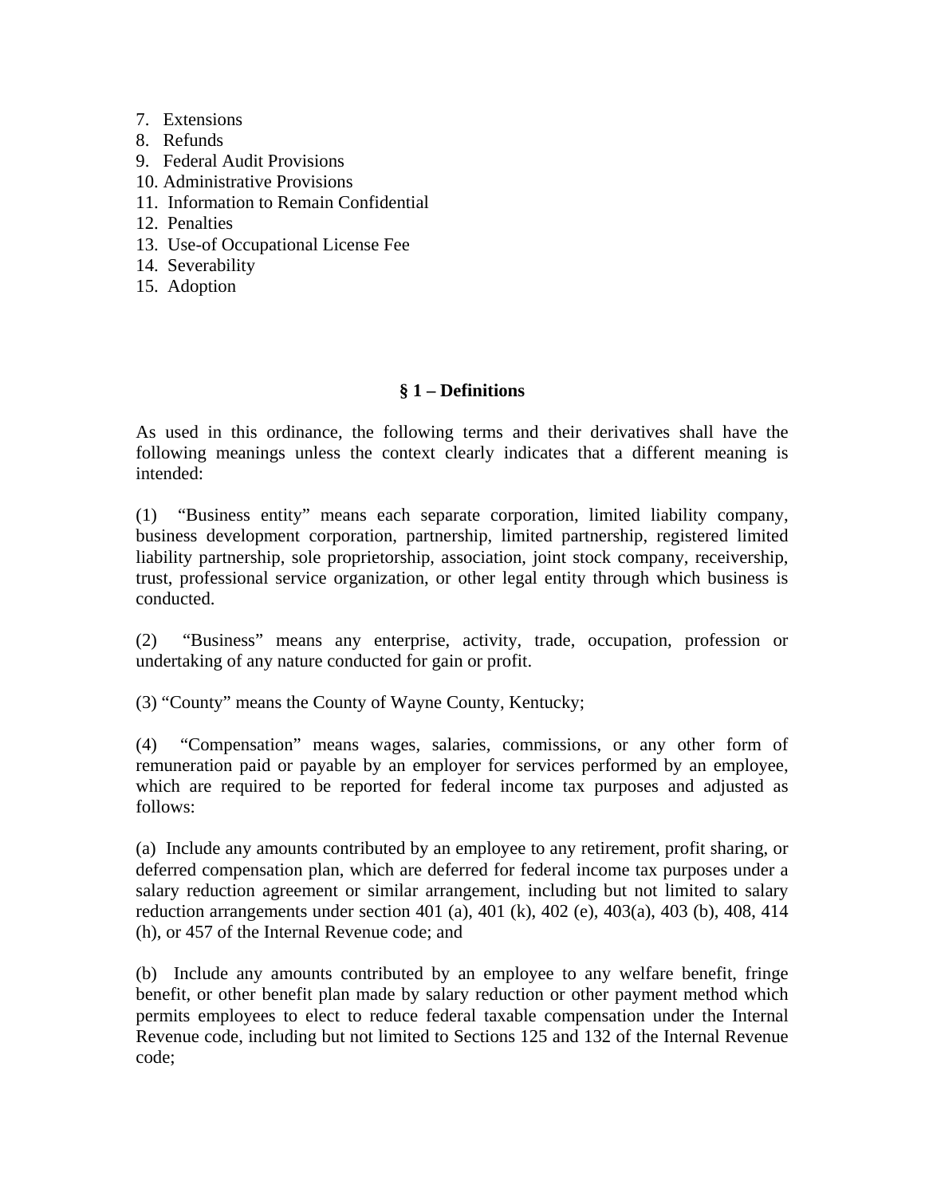7. Extensions
8. Refunds
9. Federal Audit Provisions
10. Administrative Provisions
11. Information to Remain Confidential
12. Penalties
13. Use-of Occupational License Fee
14. Severability
15. Adoption

## § 1 – Definitions

As used in this ordinance, the following terms and their derivatives shall have the following meanings unless the context clearly indicates that a different meaning is intended:

(1) "Business entity" means each separate corporation, limited liability company, business development corporation, partnership, limited partnership, registered limited liability partnership, sole proprietorship, association, joint stock company, receivership, trust, professional service organization, or other legal entity through which business is conducted.

(2) "Business" means any enterprise, activity, trade, occupation, profession or undertaking of any nature conducted for gain or profit.

(3) "County" means the County of Wayne County, Kentucky;

(4) "Compensation" means wages, salaries, commissions, or any other form of remuneration paid or payable by an employer for services performed by an employee, which are required to be reported for federal income tax purposes and adjusted as follows:

(a) Include any amounts contributed by an employee to any retirement, profit sharing, or deferred compensation plan, which are deferred for federal income tax purposes under a salary reduction agreement or similar arrangement, including but not limited to salary reduction arrangements under section 401 (a), 401 (k), 402 (e), 403(a), 403 (b), 408, 414 (h), or 457 of the Internal Revenue code; and

(b) Include any amounts contributed by an employee to any welfare benefit, fringe benefit, or other benefit plan made by salary reduction or other payment method which permits employees to elect to reduce federal taxable compensation under the Internal Revenue code, including but not limited to Sections 125 and 132 of the Internal Revenue code;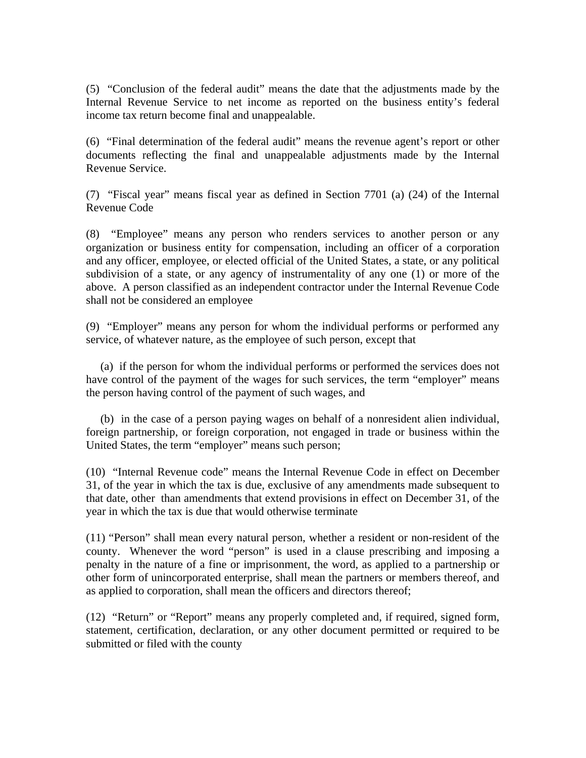(5) "Conclusion of the federal audit" means the date that the adjustments made by the Internal Revenue Service to net income as reported on the business entity's federal income tax return become final and unappealable.

(6) "Final determination of the federal audit" means the revenue agent's report or other documents reflecting the final and unappealable adjustments made by the Internal Revenue Service.

(7) "Fiscal year" means fiscal year as defined in Section 7701 (a) (24) of the Internal Revenue Code

(8) "Employee" means any person who renders services to another person or any organization or business entity for compensation, including an officer of a corporation and any officer, employee, or elected official of the United States, a state, or any political subdivision of a state, or any agency of instrumentality of any one (1) or more of the above. A person classified as an independent contractor under the Internal Revenue Code shall not be considered an employee

(9) "Employer" means any person for whom the individual performs or performed any service, of whatever nature, as the employee of such person, except that

(a) if the person for whom the individual performs or performed the services does not have control of the payment of the wages for such services, the term "employer" means the person having control of the payment of such wages, and

(b) in the case of a person paying wages on behalf of a nonresident alien individual, foreign partnership, or foreign corporation, not engaged in trade or business within the United States, the term "employer" means such person;

(10) "Internal Revenue code" means the Internal Revenue Code in effect on December 31, of the year in which the tax is due, exclusive of any amendments made subsequent to that date, other than amendments that extend provisions in effect on December 31, of the year in which the tax is due that would otherwise terminate

(11) "Person" shall mean every natural person, whether a resident or non-resident of the county. Whenever the word "person" is used in a clause prescribing and imposing a penalty in the nature of a fine or imprisonment, the word, as applied to a partnership or other form of unincorporated enterprise, shall mean the partners or members thereof, and as applied to corporation, shall mean the officers and directors thereof;

(12) "Return" or "Report" means any properly completed and, if required, signed form, statement, certification, declaration, or any other document permitted or required to be submitted or filed with the county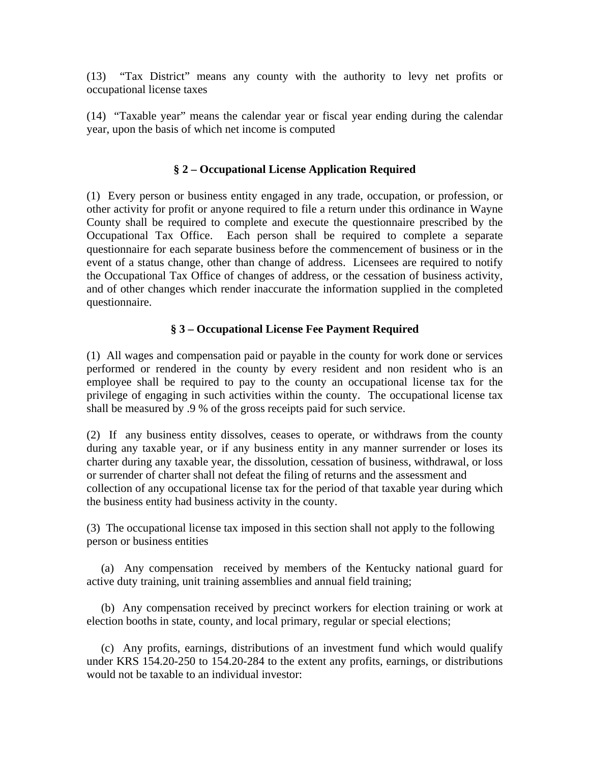(13) "Tax District" means any county with the authority to levy net profits or occupational license taxes

(14) "Taxable year" means the calendar year or fiscal year ending during the calendar year, upon the basis of which net income is computed

### § 2 – Occupational License Application Required

(1) Every person or business entity engaged in any trade, occupation, or profession, or other activity for profit or anyone required to file a return under this ordinance in Wayne County shall be required to complete and execute the questionnaire prescribed by the Occupational Tax Office. Each person shall be required to complete a separate questionnaire for each separate business before the commencement of business or in the event of a status change, other than change of address. Licensees are required to notify the Occupational Tax Office of changes of address, or the cessation of business activity, and of other changes which render inaccurate the information supplied in the completed questionnaire.

### § 3 – Occupational License Fee Payment Required

(1) All wages and compensation paid or payable in the county for work done or services performed or rendered in the county by every resident and non resident who is an employee shall be required to pay to the county an occupational license tax for the privilege of engaging in such activities within the county. The occupational license tax shall be measured by .9 % of the gross receipts paid for such service.

(2) If any business entity dissolves, ceases to operate, or withdraws from the county during any taxable year, or if any business entity in any manner surrender or loses its charter during any taxable year, the dissolution, cessation of business, withdrawal, or loss or surrender of charter shall not defeat the filing of returns and the assessment and collection of any occupational license tax for the period of that taxable year during which the business entity had business activity in the county.

(3) The occupational license tax imposed in this section shall not apply to the following person or business entities

(a) Any compensation received by members of the Kentucky national guard for active duty training, unit training assemblies and annual field training;

(b) Any compensation received by precinct workers for election training or work at election booths in state, county, and local primary, regular or special elections;

(c) Any profits, earnings, distributions of an investment fund which would qualify under KRS 154.20-250 to 154.20-284 to the extent any profits, earnings, or distributions would not be taxable to an individual investor: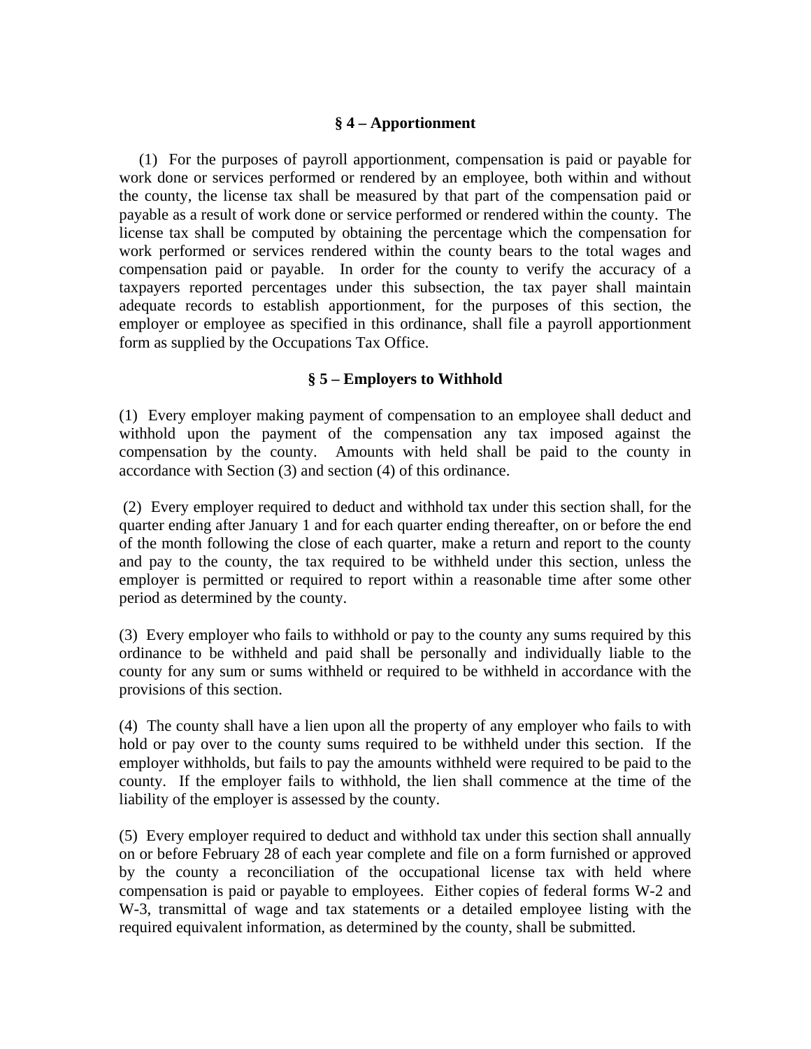### § 4 – Apportionment

(1) For the purposes of payroll apportionment, compensation is paid or payable for work done or services performed or rendered by an employee, both within and without the county, the license tax shall be measured by that part of the compensation paid or payable as a result of work done or service performed or rendered within the county. The license tax shall be computed by obtaining the percentage which the compensation for work performed or services rendered within the county bears to the total wages and compensation paid or payable. In order for the county to verify the accuracy of a taxpayers reported percentages under this subsection, the tax payer shall maintain adequate records to establish apportionment, for the purposes of this section, the employer or employee as specified in this ordinance, shall file a payroll apportionment form as supplied by the Occupations Tax Office.

### § 5 – Employers to Withhold

(1) Every employer making payment of compensation to an employee shall deduct and withhold upon the payment of the compensation any tax imposed against the compensation by the county. Amounts with held shall be paid to the county in accordance with Section (3) and section (4) of this ordinance.

(2) Every employer required to deduct and withhold tax under this section shall, for the quarter ending after January 1 and for each quarter ending thereafter, on or before the end of the month following the close of each quarter, make a return and report to the county and pay to the county, the tax required to be withheld under this section, unless the employer is permitted or required to report within a reasonable time after some other period as determined by the county.

(3) Every employer who fails to withhold or pay to the county any sums required by this ordinance to be withheld and paid shall be personally and individually liable to the county for any sum or sums withheld or required to be withheld in accordance with the provisions of this section.

(4) The county shall have a lien upon all the property of any employer who fails to with hold or pay over to the county sums required to be withheld under this section. If the employer withholds, but fails to pay the amounts withheld were required to be paid to the county. If the employer fails to withhold, the lien shall commence at the time of the liability of the employer is assessed by the county.

(5) Every employer required to deduct and withhold tax under this section shall annually on or before February 28 of each year complete and file on a form furnished or approved by the county a reconciliation of the occupational license tax with held where compensation is paid or payable to employees. Either copies of federal forms W-2 and W-3, transmittal of wage and tax statements or a detailed employee listing with the required equivalent information, as determined by the county, shall be submitted.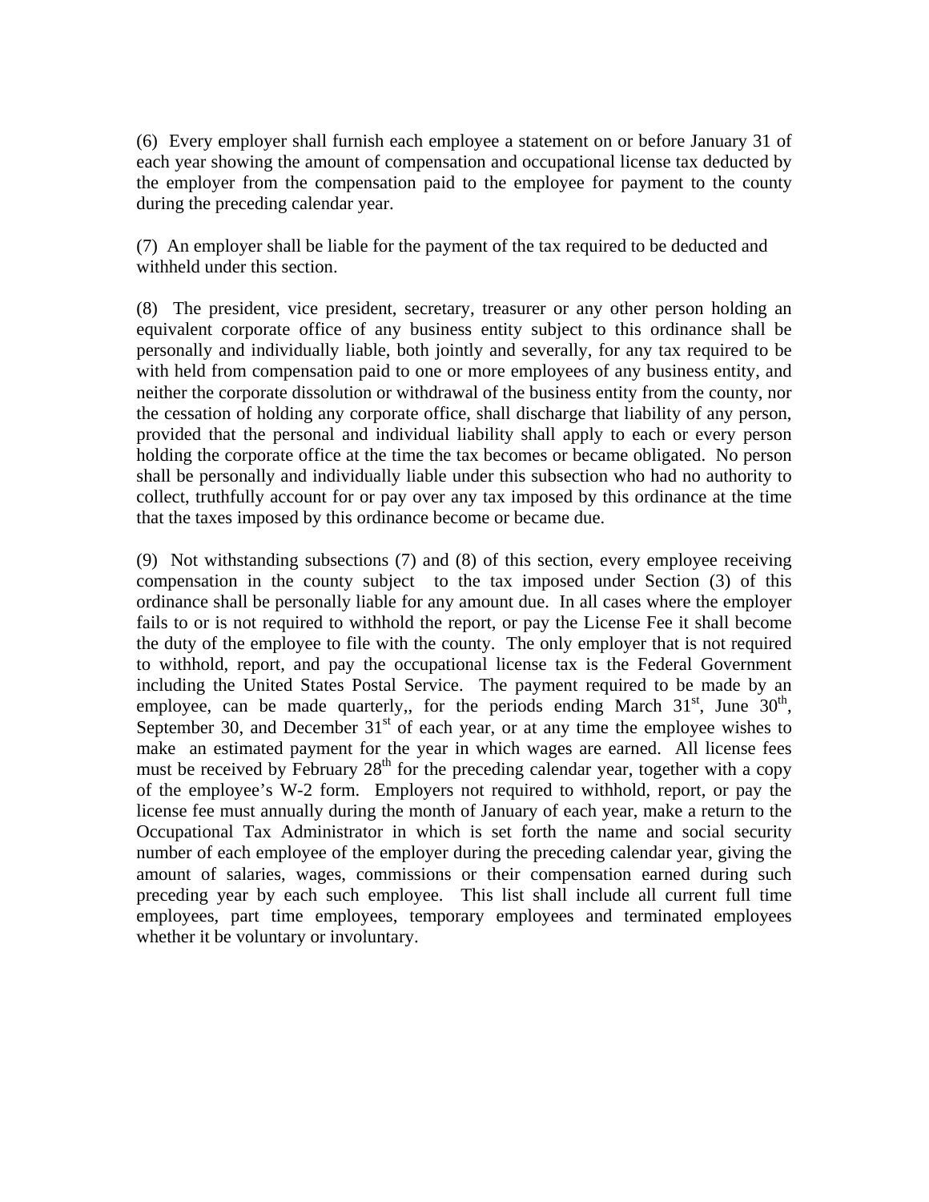(6) Every employer shall furnish each employee a statement on or before January 31 of each year showing the amount of compensation and occupational license tax deducted by the employer from the compensation paid to the employee for payment to the county during the preceding calendar year.

(7) An employer shall be liable for the payment of the tax required to be deducted and withheld under this section.

(8) The president, vice president, secretary, treasurer or any other person holding an equivalent corporate office of any business entity subject to this ordinance shall be personally and individually liable, both jointly and severally, for any tax required to be with held from compensation paid to one or more employees of any business entity, and neither the corporate dissolution or withdrawal of the business entity from the county, nor the cessation of holding any corporate office, shall discharge that liability of any person, provided that the personal and individual liability shall apply to each or every person holding the corporate office at the time the tax becomes or became obligated. No person shall be personally and individually liable under this subsection who had no authority to collect, truthfully account for or pay over any tax imposed by this ordinance at the time that the taxes imposed by this ordinance become or became due.

(9) Not withstanding subsections (7) and (8) of this section, every employee receiving compensation in the county subject to the tax imposed under Section (3) of this ordinance shall be personally liable for any amount due. In all cases where the employer fails to or is not required to withhold the report, or pay the License Fee it shall become the duty of the employee to file with the county. The only employer that is not required to withhold, report, and pay the occupational license tax is the Federal Government including the United States Postal Service. The payment required to be made by an employee, can be made quarterly,, for the periods ending March 31st, June 30th, September 30, and December 31st of each year, or at any time the employee wishes to make an estimated payment for the year in which wages are earned. All license fees must be received by February 28th for the preceding calendar year, together with a copy of the employee's W-2 form. Employers not required to withhold, report, or pay the license fee must annually during the month of January of each year, make a return to the Occupational Tax Administrator in which is set forth the name and social security number of each employee of the employer during the preceding calendar year, giving the amount of salaries, wages, commissions or their compensation earned during such preceding year by each such employee. This list shall include all current full time employees, part time employees, temporary employees and terminated employees whether it be voluntary or involuntary.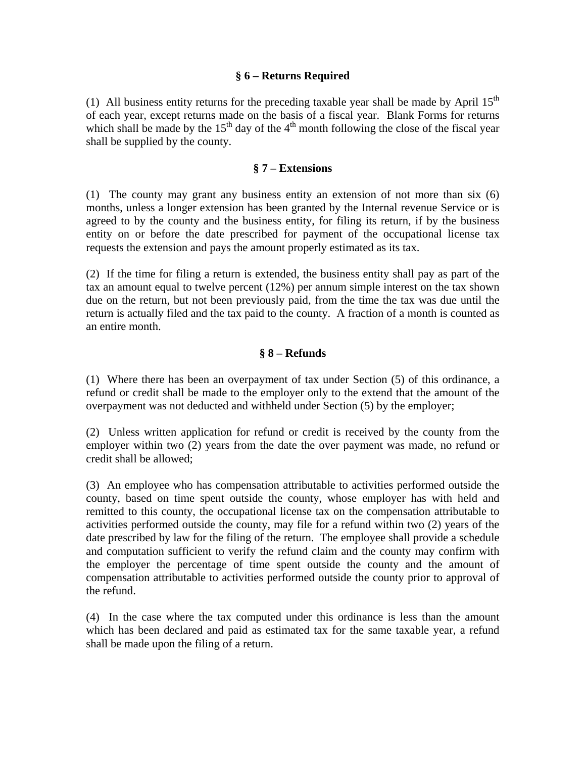### § 6 – Returns Required

(1) All business entity returns for the preceding taxable year shall be made by April 15th of each year, except returns made on the basis of a fiscal year. Blank Forms for returns which shall be made by the 15th day of the 4th month following the close of the fiscal year shall be supplied by the county.

### § 7 – Extensions

(1) The county may grant any business entity an extension of not more than six (6) months, unless a longer extension has been granted by the Internal revenue Service or is agreed to by the county and the business entity, for filing its return, if by the business entity on or before the date prescribed for payment of the occupational license tax requests the extension and pays the amount properly estimated as its tax.

(2) If the time for filing a return is extended, the business entity shall pay as part of the tax an amount equal to twelve percent (12%) per annum simple interest on the tax shown due on the return, but not been previously paid, from the time the tax was due until the return is actually filed and the tax paid to the county. A fraction of a month is counted as an entire month.

### § 8 – Refunds

(1) Where there has been an overpayment of tax under Section (5) of this ordinance, a refund or credit shall be made to the employer only to the extend that the amount of the overpayment was not deducted and withheld under Section (5) by the employer;

(2) Unless written application for refund or credit is received by the county from the employer within two (2) years from the date the over payment was made, no refund or credit shall be allowed;

(3) An employee who has compensation attributable to activities performed outside the county, based on time spent outside the county, whose employer has with held and remitted to this county, the occupational license tax on the compensation attributable to activities performed outside the county, may file for a refund within two (2) years of the date prescribed by law for the filing of the return. The employee shall provide a schedule and computation sufficient to verify the refund claim and the county may confirm with the employer the percentage of time spent outside the county and the amount of compensation attributable to activities performed outside the county prior to approval of the refund.

(4) In the case where the tax computed under this ordinance is less than the amount which has been declared and paid as estimated tax for the same taxable year, a refund shall be made upon the filing of a return.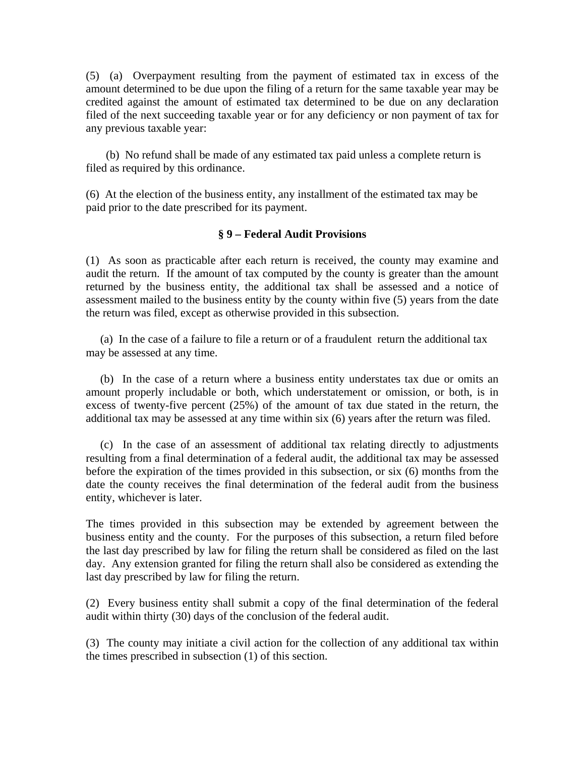(5) (a) Overpayment resulting from the payment of estimated tax in excess of the amount determined to be due upon the filing of a return for the same taxable year may be credited against the amount of estimated tax determined to be due on any declaration filed of the next succeeding taxable year or for any deficiency or non payment of tax for any previous taxable year:

(b) No refund shall be made of any estimated tax paid unless a complete return is filed as required by this ordinance.

(6) At the election of the business entity, any installment of the estimated tax may be paid prior to the date prescribed for its payment.

**§ 9 – Federal Audit Provisions**

(1) As soon as practicable after each return is received, the county may examine and audit the return. If the amount of tax computed by the county is greater than the amount returned by the business entity, the additional tax shall be assessed and a notice of assessment mailed to the business entity by the county within five (5) years from the date the return was filed, except as otherwise provided in this subsection.

(a) In the case of a failure to file a return or of a fraudulent return the additional tax may be assessed at any time.

(b) In the case of a return where a business entity understates tax due or omits an amount properly includable or both, which understatement or omission, or both, is in excess of twenty-five percent (25%) of the amount of tax due stated in the return, the additional tax may be assessed at any time within six (6) years after the return was filed.

(c) In the case of an assessment of additional tax relating directly to adjustments resulting from a final determination of a federal audit, the additional tax may be assessed before the expiration of the times provided in this subsection, or six (6) months from the date the county receives the final determination of the federal audit from the business entity, whichever is later.

The times provided in this subsection may be extended by agreement between the business entity and the county. For the purposes of this subsection, a return filed before the last day prescribed by law for filing the return shall be considered as filed on the last day. Any extension granted for filing the return shall also be considered as extending the last day prescribed by law for filing the return.

(2) Every business entity shall submit a copy of the final determination of the federal audit within thirty (30) days of the conclusion of the federal audit.

(3) The county may initiate a civil action for the collection of any additional tax within the times prescribed in subsection (1) of this section.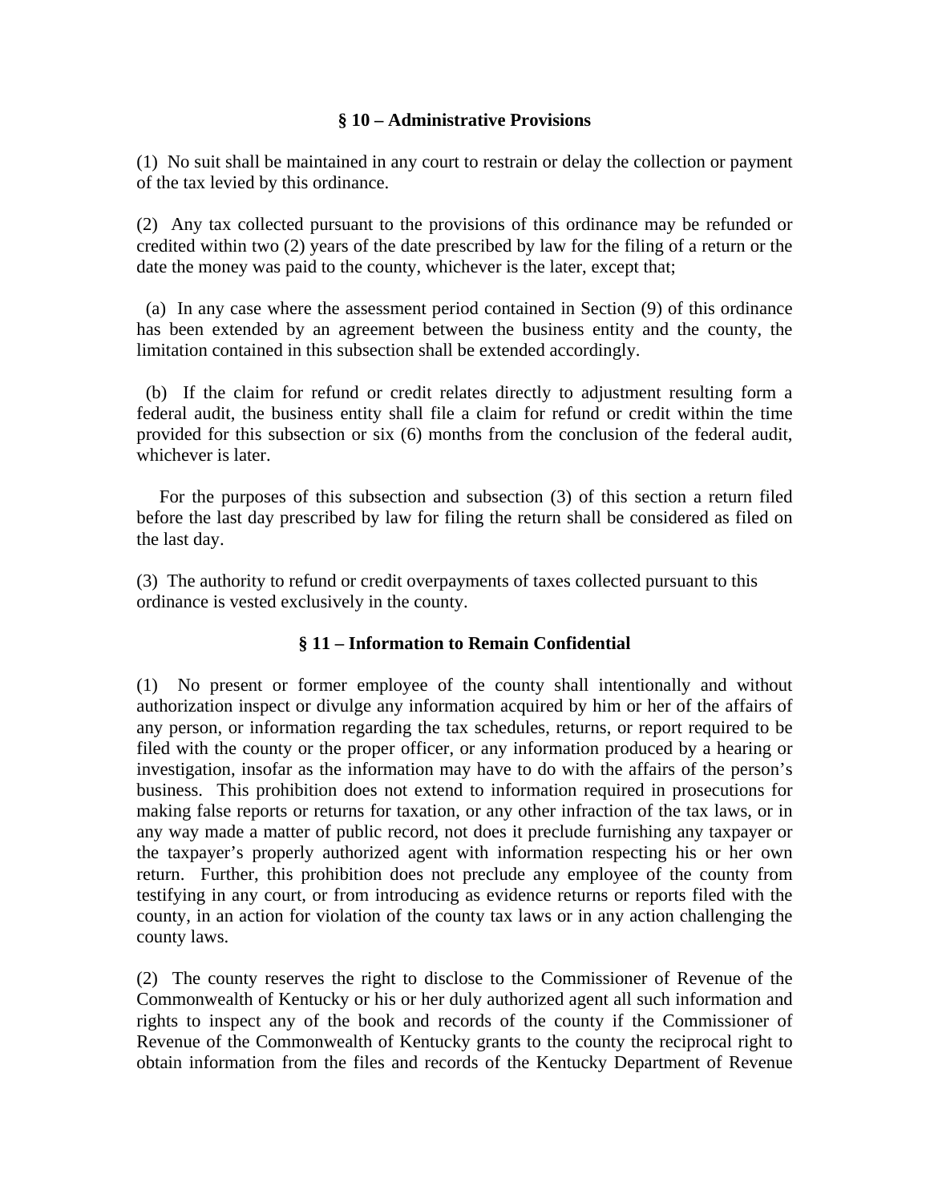### § 10 – Administrative Provisions

(1) No suit shall be maintained in any court to restrain or delay the collection or payment of the tax levied by this ordinance.

(2) Any tax collected pursuant to the provisions of this ordinance may be refunded or credited within two (2) years of the date prescribed by law for the filing of a return or the date the money was paid to the county, whichever is the later, except that;

(a) In any case where the assessment period contained in Section (9) of this ordinance has been extended by an agreement between the business entity and the county, the limitation contained in this subsection shall be extended accordingly.

(b) If the claim for refund or credit relates directly to adjustment resulting form a federal audit, the business entity shall file a claim for refund or credit within the time provided for this subsection or six (6) months from the conclusion of the federal audit, whichever is later.

For the purposes of this subsection and subsection (3) of this section a return filed before the last day prescribed by law for filing the return shall be considered as filed on the last day.

(3) The authority to refund or credit overpayments of taxes collected pursuant to this ordinance is vested exclusively in the county.

### § 11 – Information to Remain Confidential

(1) No present or former employee of the county shall intentionally and without authorization inspect or divulge any information acquired by him or her of the affairs of any person, or information regarding the tax schedules, returns, or report required to be filed with the county or the proper officer, or any information produced by a hearing or investigation, insofar as the information may have to do with the affairs of the person's business. This prohibition does not extend to information required in prosecutions for making false reports or returns for taxation, or any other infraction of the tax laws, or in any way made a matter of public record, not does it preclude furnishing any taxpayer or the taxpayer's properly authorized agent with information respecting his or her own return. Further, this prohibition does not preclude any employee of the county from testifying in any court, or from introducing as evidence returns or reports filed with the county, in an action for violation of the county tax laws or in any action challenging the county laws.

(2) The county reserves the right to disclose to the Commissioner of Revenue of the Commonwealth of Kentucky or his or her duly authorized agent all such information and rights to inspect any of the book and records of the county if the Commissioner of Revenue of the Commonwealth of Kentucky grants to the county the reciprocal right to obtain information from the files and records of the Kentucky Department of Revenue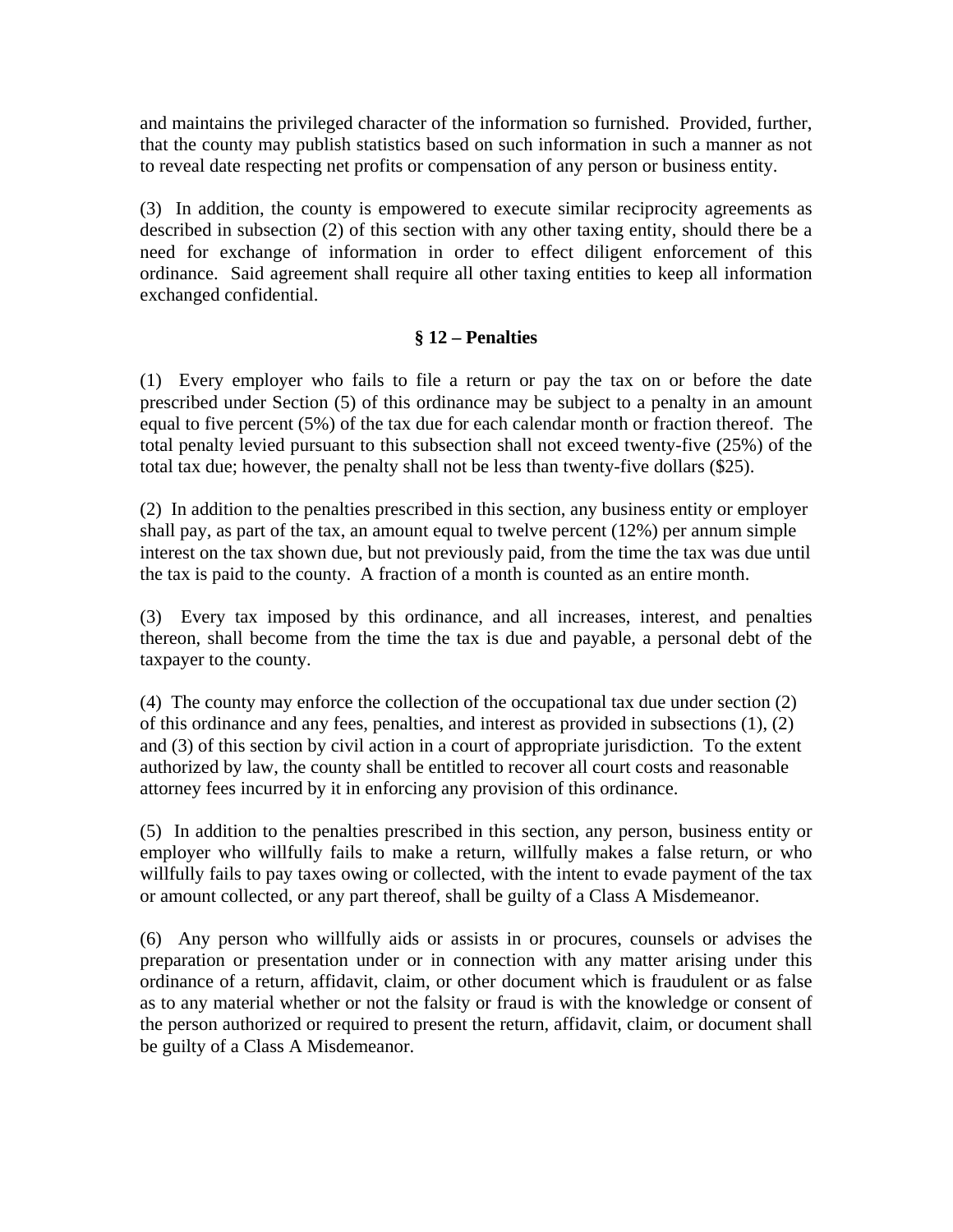and maintains the privileged character of the information so furnished. Provided, further, that the county may publish statistics based on such information in such a manner as not to reveal date respecting net profits or compensation of any person or business entity.

(3) In addition, the county is empowered to execute similar reciprocity agreements as described in subsection (2) of this section with any other taxing entity, should there be a need for exchange of information in order to effect diligent enforcement of this ordinance. Said agreement shall require all other taxing entities to keep all information exchanged confidential.

### § 12 – Penalties

(1) Every employer who fails to file a return or pay the tax on or before the date prescribed under Section (5) of this ordinance may be subject to a penalty in an amount equal to five percent (5%) of the tax due for each calendar month or fraction thereof. The total penalty levied pursuant to this subsection shall not exceed twenty-five (25%) of the total tax due; however, the penalty shall not be less than twenty-five dollars ($25).

(2) In addition to the penalties prescribed in this section, any business entity or employer shall pay, as part of the tax, an amount equal to twelve percent (12%) per annum simple interest on the tax shown due, but not previously paid, from the time the tax was due until the tax is paid to the county. A fraction of a month is counted as an entire month.

(3) Every tax imposed by this ordinance, and all increases, interest, and penalties thereon, shall become from the time the tax is due and payable, a personal debt of the taxpayer to the county.

(4) The county may enforce the collection of the occupational tax due under section (2) of this ordinance and any fees, penalties, and interest as provided in subsections (1), (2) and (3) of this section by civil action in a court of appropriate jurisdiction. To the extent authorized by law, the county shall be entitled to recover all court costs and reasonable attorney fees incurred by it in enforcing any provision of this ordinance.

(5) In addition to the penalties prescribed in this section, any person, business entity or employer who willfully fails to make a return, willfully makes a false return, or who willfully fails to pay taxes owing or collected, with the intent to evade payment of the tax or amount collected, or any part thereof, shall be guilty of a Class A Misdemeanor.

(6) Any person who willfully aids or assists in or procures, counsels or advises the preparation or presentation under or in connection with any matter arising under this ordinance of a return, affidavit, claim, or other document which is fraudulent or as false as to any material whether or not the falsity or fraud is with the knowledge or consent of the person authorized or required to present the return, affidavit, claim, or document shall be guilty of a Class A Misdemeanor.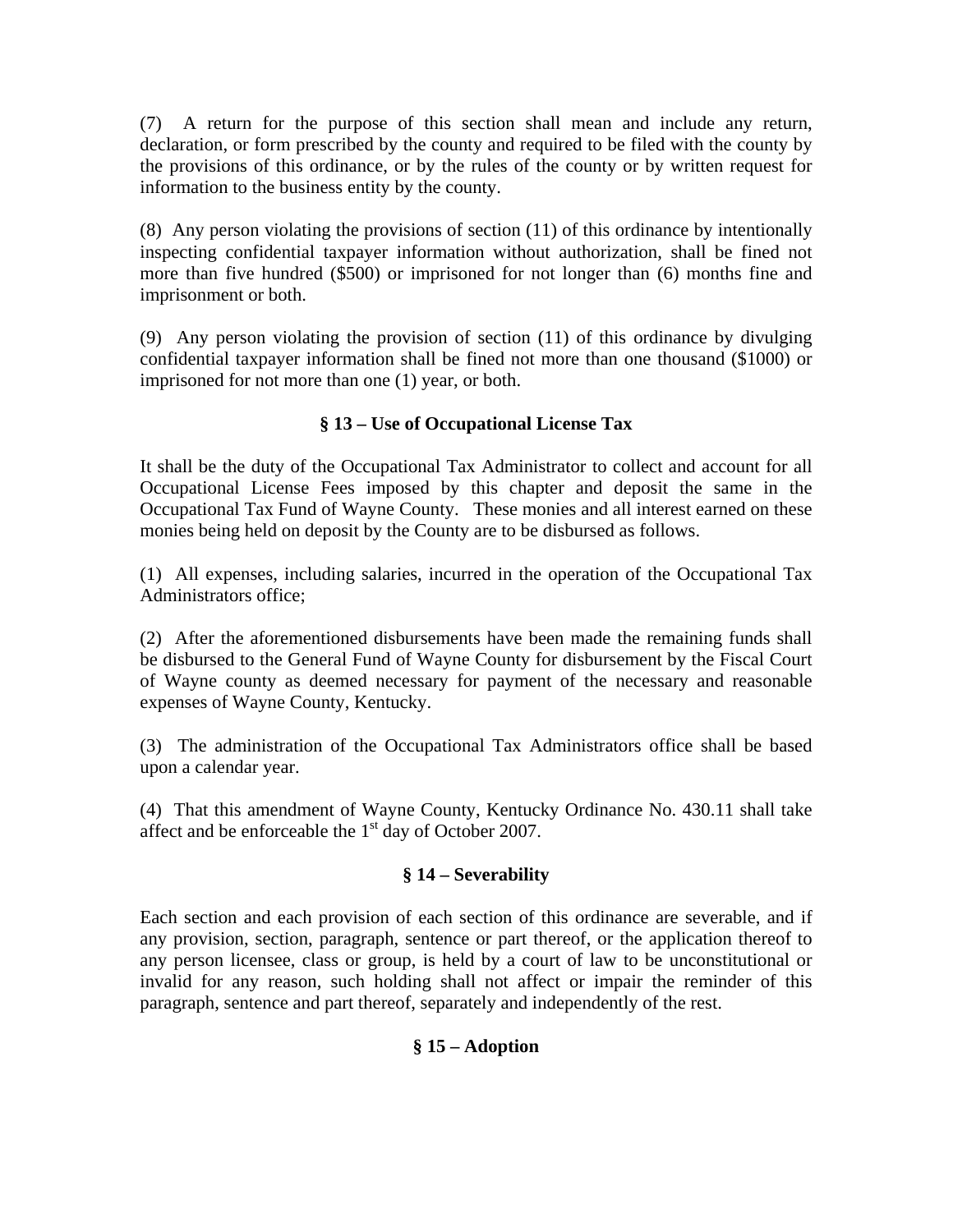(7) A return for the purpose of this section shall mean and include any return, declaration, or form prescribed by the county and required to be filed with the county by the provisions of this ordinance, or by the rules of the county or by written request for information to the business entity by the county.

(8) Any person violating the provisions of section (11) of this ordinance by intentionally inspecting confidential taxpayer information without authorization, shall be fined not more than five hundred ($500) or imprisoned for not longer than (6) months fine and imprisonment or both.

(9) Any person violating the provision of section (11) of this ordinance by divulging confidential taxpayer information shall be fined not more than one thousand ($1000) or imprisoned for not more than one (1) year, or both.

### § 13 – Use of Occupational License Tax

It shall be the duty of the Occupational Tax Administrator to collect and account for all Occupational License Fees imposed by this chapter and deposit the same in the Occupational Tax Fund of Wayne County. These monies and all interest earned on these monies being held on deposit by the County are to be disbursed as follows.

(1) All expenses, including salaries, incurred in the operation of the Occupational Tax Administrators office;

(2) After the aforementioned disbursements have been made the remaining funds shall be disbursed to the General Fund of Wayne County for disbursement by the Fiscal Court of Wayne county as deemed necessary for payment of the necessary and reasonable expenses of Wayne County, Kentucky.

(3) The administration of the Occupational Tax Administrators office shall be based upon a calendar year.

(4) That this amendment of Wayne County, Kentucky Ordinance No. 430.11 shall take affect and be enforceable the 1st day of October 2007.

### § 14 – Severability

Each section and each provision of each section of this ordinance are severable, and if any provision, section, paragraph, sentence or part thereof, or the application thereof to any person licensee, class or group, is held by a court of law to be unconstitutional or invalid for any reason, such holding shall not affect or impair the reminder of this paragraph, sentence and part thereof, separately and independently of the rest.

### § 15 – Adoption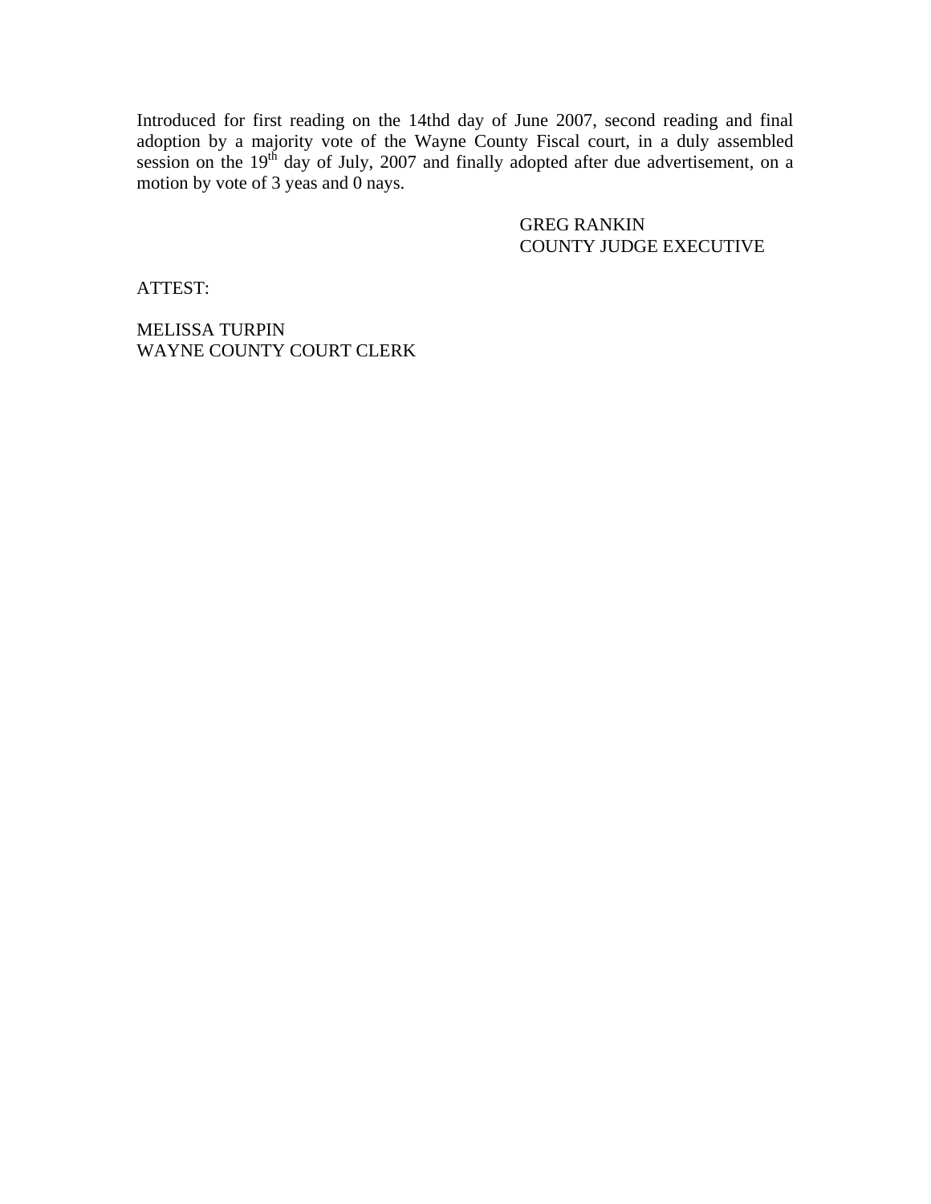Introduced for first reading on the 14thd day of June 2007, second reading and final adoption by a majority vote of the Wayne County Fiscal court, in a duly assembled session on the 19th day of July, 2007 and finally adopted after due advertisement, on a motion by vote of 3 yeas and 0 nays.

GREG RANKIN
COUNTY JUDGE EXECUTIVE

ATTEST:

MELISSA TURPIN
WAYNE COUNTY COURT CLERK